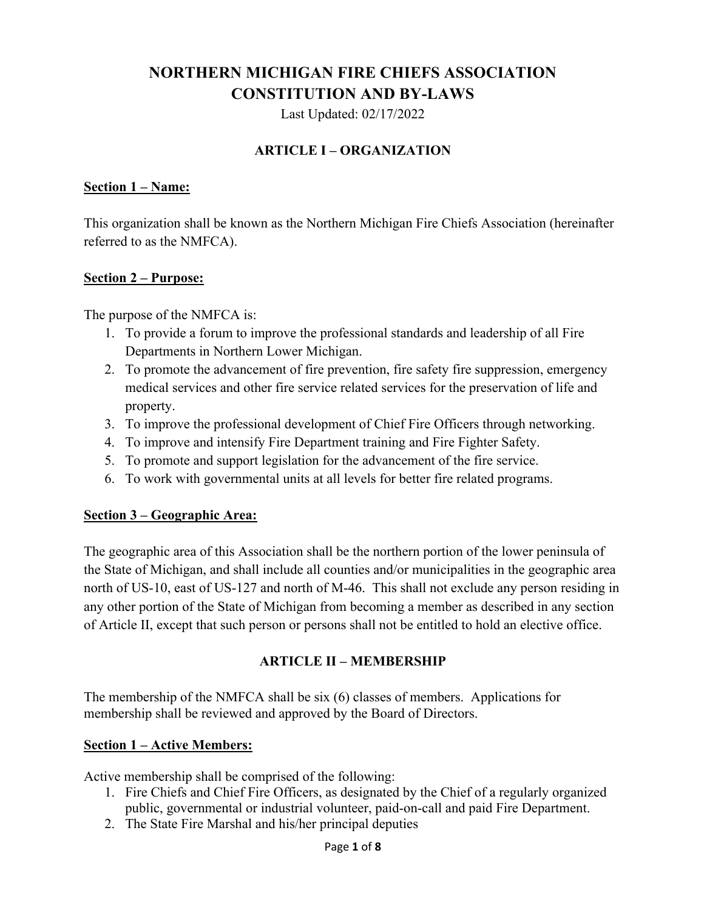# NORTHERN MICHIGAN FIRE CHIEFS ASSOCIATION CONSTITUTION AND BY-LAWS

Last Updated: 02/17/2022

## ARTICLE I – ORGANIZATION

### Section 1 – Name:

This organization shall be known as the Northern Michigan Fire Chiefs Association (hereinafter referred to as the NMFCA).

### Section 2 – Purpose:

The purpose of the NMFCA is:

1. To provide a forum to improve the professional standards and leadership of all Fire Departments in Northern Lower Michigan.
2. To promote the advancement of fire prevention, fire safety fire suppression, emergency medical services and other fire service related services for the preservation of life and property.
3. To improve the professional development of Chief Fire Officers through networking.
4. To improve and intensify Fire Department training and Fire Fighter Safety.
5. To promote and support legislation for the advancement of the fire service.
6. To work with governmental units at all levels for better fire related programs.

### Section 3 – Geographic Area:

The geographic area of this Association shall be the northern portion of the lower peninsula of the State of Michigan, and shall include all counties and/or municipalities in the geographic area north of US-10, east of US-127 and north of M-46. This shall not exclude any person residing in any other portion of the State of Michigan from becoming a member as described in any section of Article II, except that such person or persons shall not be entitled to hold an elective office.

## ARTICLE II – MEMBERSHIP

The membership of the NMFCA shall be six (6) classes of members. Applications for membership shall be reviewed and approved by the Board of Directors.

### Section 1 – Active Members:

Active membership shall be comprised of the following:

1. Fire Chiefs and Chief Fire Officers, as designated by the Chief of a regularly organized public, governmental or industrial volunteer, paid-on-call and paid Fire Department.
2. The State Fire Marshal and his/her principal deputies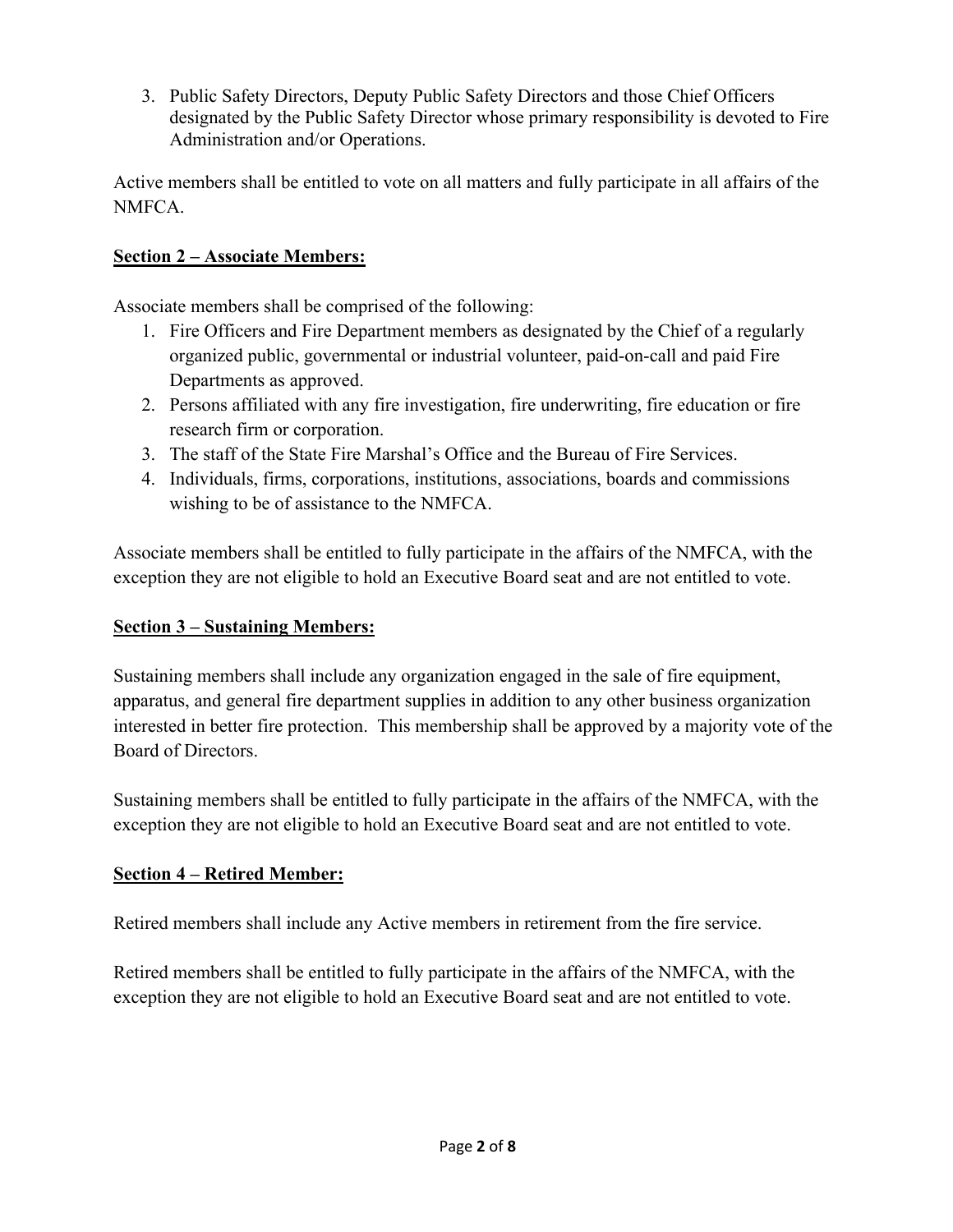3. Public Safety Directors, Deputy Public Safety Directors and those Chief Officers designated by the Public Safety Director whose primary responsibility is devoted to Fire Administration and/or Operations.

Active members shall be entitled to vote on all matters and fully participate in all affairs of the NMFCA.

**Section 2 – Associate Members:**

Associate members shall be comprised of the following:

1. Fire Officers and Fire Department members as designated by the Chief of a regularly organized public, governmental or industrial volunteer, paid-on-call and paid Fire Departments as approved.
2. Persons affiliated with any fire investigation, fire underwriting, fire education or fire research firm or corporation.
3. The staff of the State Fire Marshal's Office and the Bureau of Fire Services.
4. Individuals, firms, corporations, institutions, associations, boards and commissions wishing to be of assistance to the NMFCA.

Associate members shall be entitled to fully participate in the affairs of the NMFCA, with the exception they are not eligible to hold an Executive Board seat and are not entitled to vote.

**Section 3 – Sustaining Members:**

Sustaining members shall include any organization engaged in the sale of fire equipment, apparatus, and general fire department supplies in addition to any other business organization interested in better fire protection. This membership shall be approved by a majority vote of the Board of Directors.

Sustaining members shall be entitled to fully participate in the affairs of the NMFCA, with the exception they are not eligible to hold an Executive Board seat and are not entitled to vote.

**Section 4 – Retired Member:**

Retired members shall include any Active members in retirement from the fire service.

Retired members shall be entitled to fully participate in the affairs of the NMFCA, with the exception they are not eligible to hold an Executive Board seat and are not entitled to vote.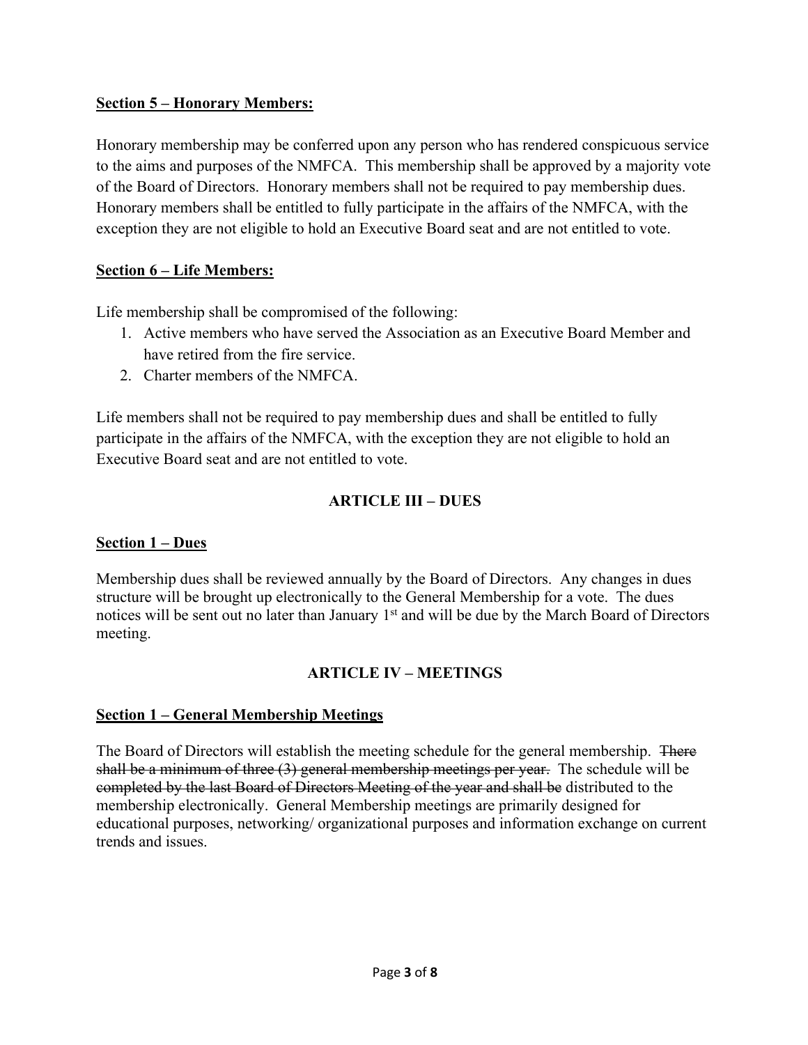**Section 5 – Honorary Members:**

Honorary membership may be conferred upon any person who has rendered conspicuous service to the aims and purposes of the NMFCA. This membership shall be approved by a majority vote of the Board of Directors. Honorary members shall not be required to pay membership dues. Honorary members shall be entitled to fully participate in the affairs of the NMFCA, with the exception they are not eligible to hold an Executive Board seat and are not entitled to vote.

**Section 6 – Life Members:**

Life membership shall be compromised of the following:

1. Active members who have served the Association as an Executive Board Member and have retired from the fire service.
2. Charter members of the NMFCA.

Life members shall not be required to pay membership dues and shall be entitled to fully participate in the affairs of the NMFCA, with the exception they are not eligible to hold an Executive Board seat and are not entitled to vote.

## ARTICLE III – DUES

**Section 1 – Dues**

Membership dues shall be reviewed annually by the Board of Directors. Any changes in dues structure will be brought up electronically to the General Membership for a vote. The dues notices will be sent out no later than January 1st and will be due by the March Board of Directors meeting.

## ARTICLE IV – MEETINGS

**Section 1 – General Membership Meetings**

The Board of Directors will establish the meeting schedule for the general membership. ~~There shall be a minimum of three (3) general membership meetings per year.~~ The schedule will be ~~completed by the last Board of Directors Meeting of the year and shall be~~ distributed to the membership electronically. General Membership meetings are primarily designed for educational purposes, networking/ organizational purposes and information exchange on current trends and issues.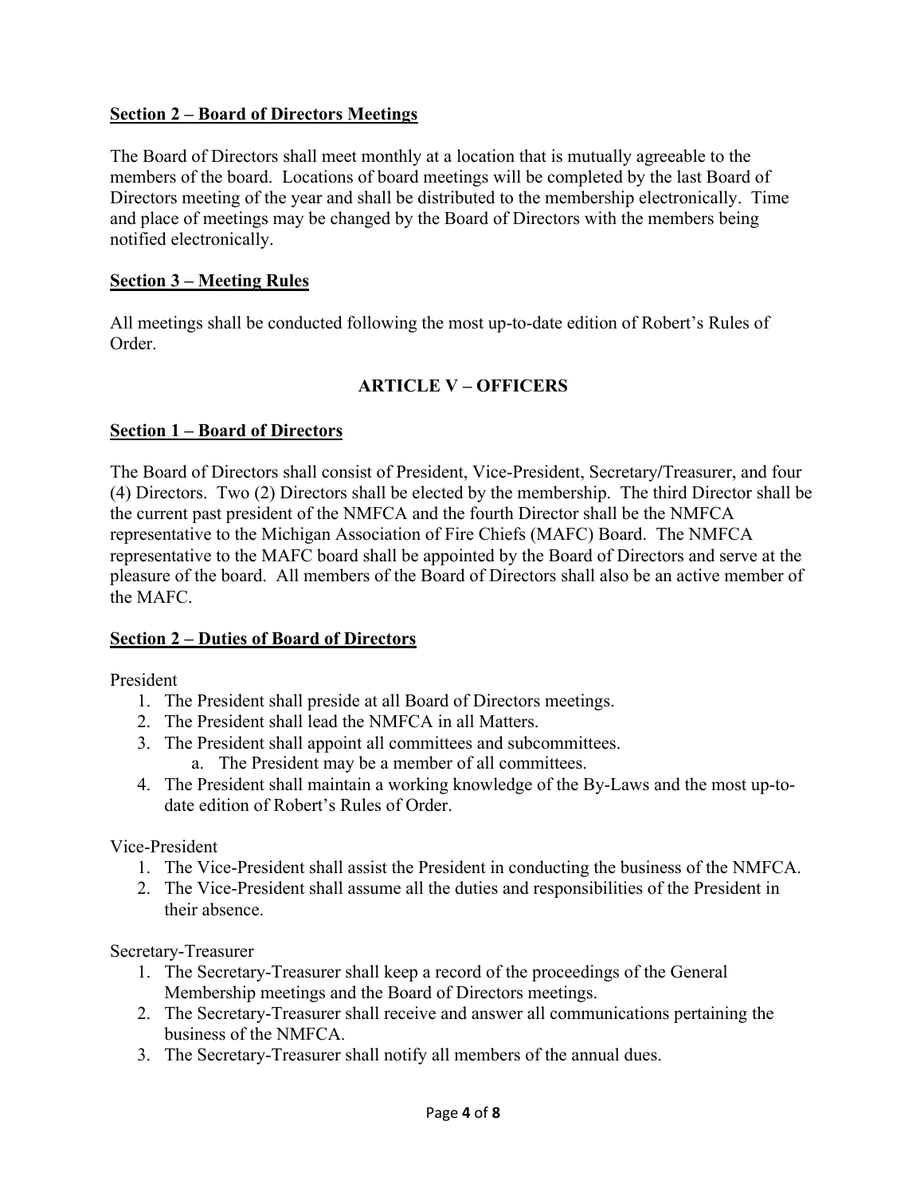**Section 2 – Board of Directors Meetings**

The Board of Directors shall meet monthly at a location that is mutually agreeable to the members of the board. Locations of board meetings will be completed by the last Board of Directors meeting of the year and shall be distributed to the membership electronically. Time and place of meetings may be changed by the Board of Directors with the members being notified electronically.

**Section 3 – Meeting Rules**

All meetings shall be conducted following the most up-to-date edition of Robert's Rules of Order.

## ARTICLE V – OFFICERS

**Section 1 – Board of Directors**

The Board of Directors shall consist of President, Vice-President, Secretary/Treasurer, and four (4) Directors. Two (2) Directors shall be elected by the membership. The third Director shall be the current past president of the NMFCA and the fourth Director shall be the NMFCA representative to the Michigan Association of Fire Chiefs (MAFC) Board. The NMFCA representative to the MAFC board shall be appointed by the Board of Directors and serve at the pleasure of the board. All members of the Board of Directors shall also be an active member of the MAFC.

**Section 2 – Duties of Board of Directors**

President

1. The President shall preside at all Board of Directors meetings.
2. The President shall lead the NMFCA in all Matters.
3. The President shall appoint all committees and subcommittees.
   a. The President may be a member of all committees.
4. The President shall maintain a working knowledge of the By-Laws and the most up-to-date edition of Robert's Rules of Order.

Vice-President

1. The Vice-President shall assist the President in conducting the business of the NMFCA.
2. The Vice-President shall assume all the duties and responsibilities of the President in their absence.

Secretary-Treasurer

1. The Secretary-Treasurer shall keep a record of the proceedings of the General Membership meetings and the Board of Directors meetings.
2. The Secretary-Treasurer shall receive and answer all communications pertaining the business of the NMFCA.
3. The Secretary-Treasurer shall notify all members of the annual dues.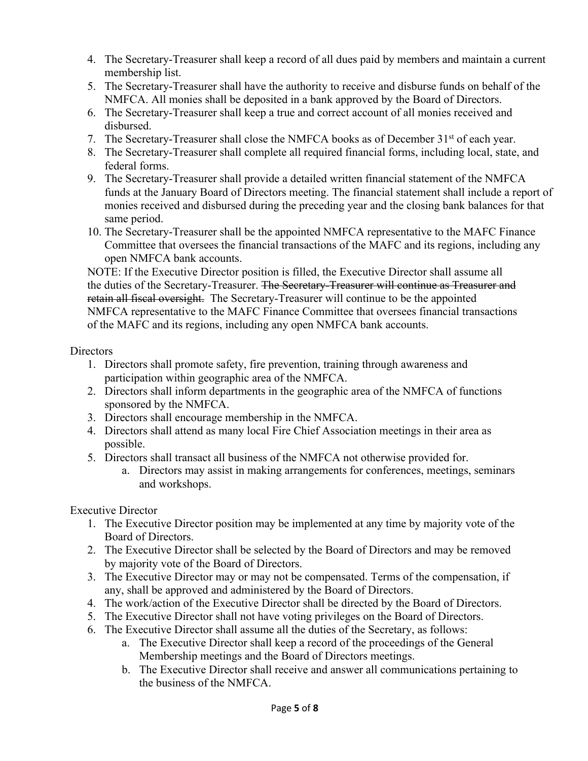4. The Secretary-Treasurer shall keep a record of all dues paid by members and maintain a current membership list.
5. The Secretary-Treasurer shall have the authority to receive and disburse funds on behalf of the NMFCA. All monies shall be deposited in a bank approved by the Board of Directors.
6. The Secretary-Treasurer shall keep a true and correct account of all monies received and disbursed.
7. The Secretary-Treasurer shall close the NMFCA books as of December 31st of each year.
8. The Secretary-Treasurer shall complete all required financial forms, including local, state, and federal forms.
9. The Secretary-Treasurer shall provide a detailed written financial statement of the NMFCA funds at the January Board of Directors meeting. The financial statement shall include a report of monies received and disbursed during the preceding year and the closing bank balances for that same period.
10. The Secretary-Treasurer shall be the appointed NMFCA representative to the MAFC Finance Committee that oversees the financial transactions of the MAFC and its regions, including any open NMFCA bank accounts.

NOTE: If the Executive Director position is filled, the Executive Director shall assume all the duties of the Secretary-Treasurer. ~~The Secretary-Treasurer will continue as Treasurer and retain all fiscal oversight.~~ The Secretary-Treasurer will continue to be the appointed NMFCA representative to the MAFC Finance Committee that oversees financial transactions of the MAFC and its regions, including any open NMFCA bank accounts.

Directors

1. Directors shall promote safety, fire prevention, training through awareness and participation within geographic area of the NMFCA.
2. Directors shall inform departments in the geographic area of the NMFCA of functions sponsored by the NMFCA.
3. Directors shall encourage membership in the NMFCA.
4. Directors shall attend as many local Fire Chief Association meetings in their area as possible.
5. Directors shall transact all business of the NMFCA not otherwise provided for.
   a. Directors may assist in making arrangements for conferences, meetings, seminars and workshops.

Executive Director

1. The Executive Director position may be implemented at any time by majority vote of the Board of Directors.
2. The Executive Director shall be selected by the Board of Directors and may be removed by majority vote of the Board of Directors.
3. The Executive Director may or may not be compensated. Terms of the compensation, if any, shall be approved and administered by the Board of Directors.
4. The work/action of the Executive Director shall be directed by the Board of Directors.
5. The Executive Director shall not have voting privileges on the Board of Directors.
6. The Executive Director shall assume all the duties of the Secretary, as follows:
   a. The Executive Director shall keep a record of the proceedings of the General Membership meetings and the Board of Directors meetings.
   b. The Executive Director shall receive and answer all communications pertaining to the business of the NMFCA.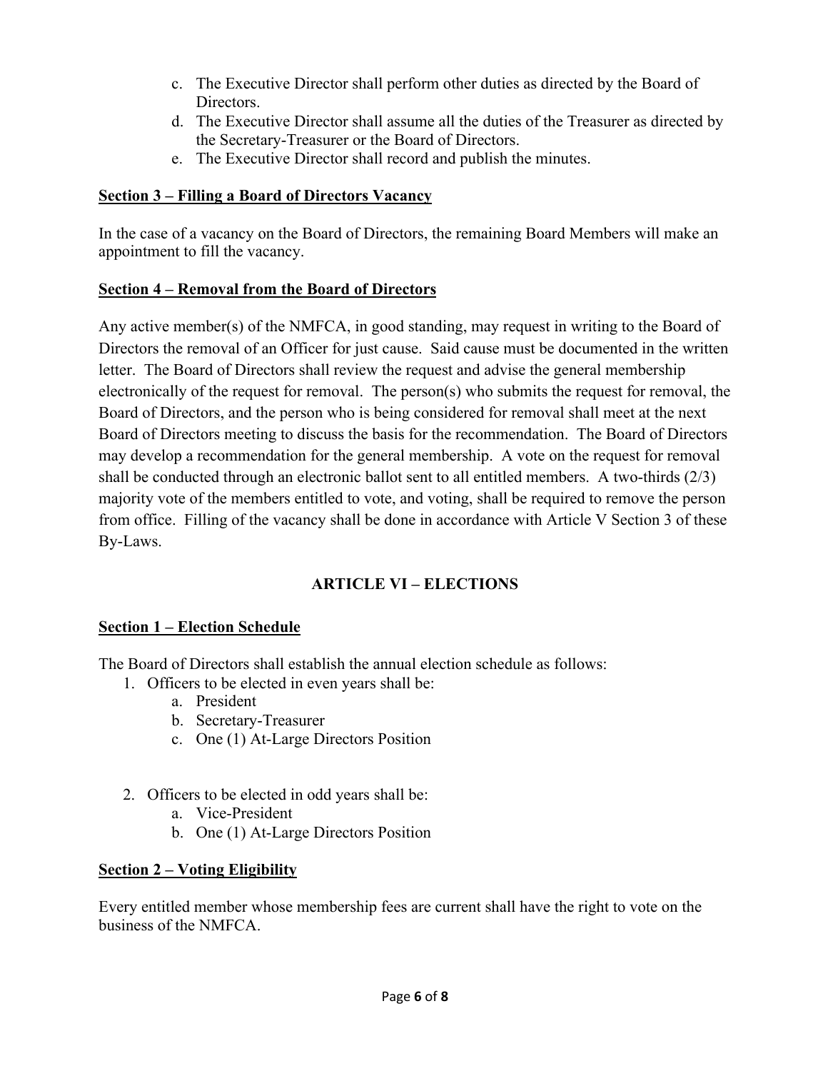c. The Executive Director shall perform other duties as directed by the Board of Directors.
d. The Executive Director shall assume all the duties of the Treasurer as directed by the Secretary-Treasurer or the Board of Directors.
e. The Executive Director shall record and publish the minutes.

**<u>Section 3 – Filling a Board of Directors Vacancy</u>**

In the case of a vacancy on the Board of Directors, the remaining Board Members will make an appointment to fill the vacancy.

**<u>Section 4 – Removal from the Board of Directors</u>**

Any active member(s) of the NMFCA, in good standing, may request in writing to the Board of Directors the removal of an Officer for just cause. Said cause must be documented in the written letter. The Board of Directors shall review the request and advise the general membership electronically of the request for removal. The person(s) who submits the request for removal, the Board of Directors, and the person who is being considered for removal shall meet at the next Board of Directors meeting to discuss the basis for the recommendation. The Board of Directors may develop a recommendation for the general membership. A vote on the request for removal shall be conducted through an electronic ballot sent to all entitled members. A two-thirds (2/3) majority vote of the members entitled to vote, and voting, shall be required to remove the person from office. Filling of the vacancy shall be done in accordance with Article V Section 3 of these By-Laws.

## ARTICLE VI – ELECTIONS

**<u>Section 1 – Election Schedule</u>**

The Board of Directors shall establish the annual election schedule as follows:

1. Officers to be elected in even years shall be:
   a. President
   b. Secretary-Treasurer
   c. One (1) At-Large Directors Position

2. Officers to be elected in odd years shall be:
   a. Vice-President
   b. One (1) At-Large Directors Position

**<u>Section 2 – Voting Eligibility</u>**

Every entitled member whose membership fees are current shall have the right to vote on the business of the NMFCA.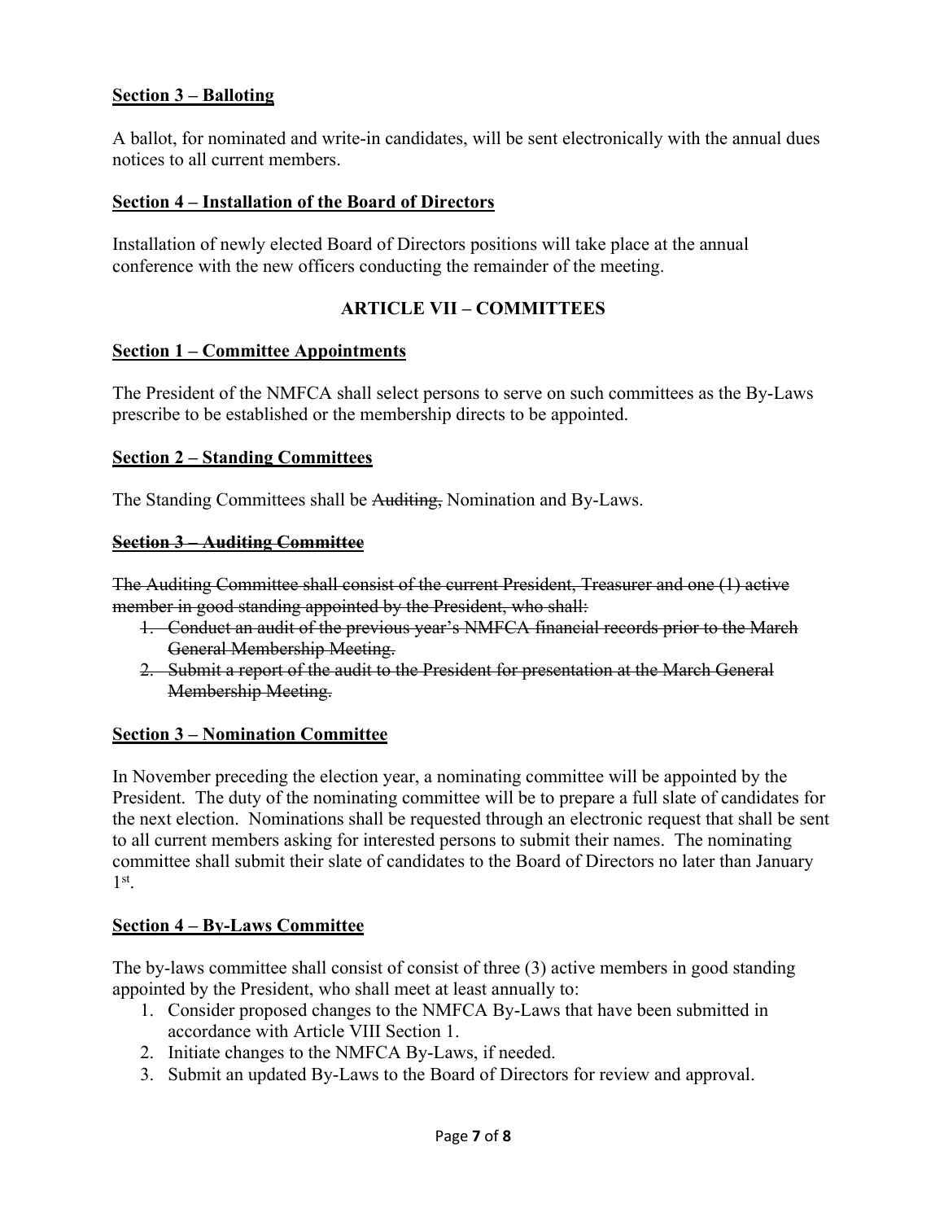**Section 3 – Balloting**

A ballot, for nominated and write-in candidates, will be sent electronically with the annual dues notices to all current members.

**Section 4 – Installation of the Board of Directors**

Installation of newly elected Board of Directors positions will take place at the annual conference with the new officers conducting the remainder of the meeting.

## ARTICLE VII – COMMITTEES

**Section 1 – Committee Appointments**

The President of the NMFCA shall select persons to serve on such committees as the By-Laws prescribe to be established or the membership directs to be appointed.

**Section 2 – Standing Committees**

The Standing Committees shall be ~~Auditing,~~ Nomination and By-Laws.

~~**Section 3 – Auditing Committee**~~

~~The Auditing Committee shall consist of the current President, Treasurer and one (1) active member in good standing appointed by the President, who shall:~~

1. ~~Conduct an audit of the previous year's NMFCA financial records prior to the March General Membership Meeting.~~
2. ~~Submit a report of the audit to the President for presentation at the March General Membership Meeting.~~

**Section 3 – Nomination Committee**

In November preceding the election year, a nominating committee will be appointed by the President. The duty of the nominating committee will be to prepare a full slate of candidates for the next election. Nominations shall be requested through an electronic request that shall be sent to all current members asking for interested persons to submit their names. The nominating committee shall submit their slate of candidates to the Board of Directors no later than January 1st.

**Section 4 – By-Laws Committee**

The by-laws committee shall consist of consist of three (3) active members in good standing appointed by the President, who shall meet at least annually to:

1. Consider proposed changes to the NMFCA By-Laws that have been submitted in accordance with Article VIII Section 1.
2. Initiate changes to the NMFCA By-Laws, if needed.
3. Submit an updated By-Laws to the Board of Directors for review and approval.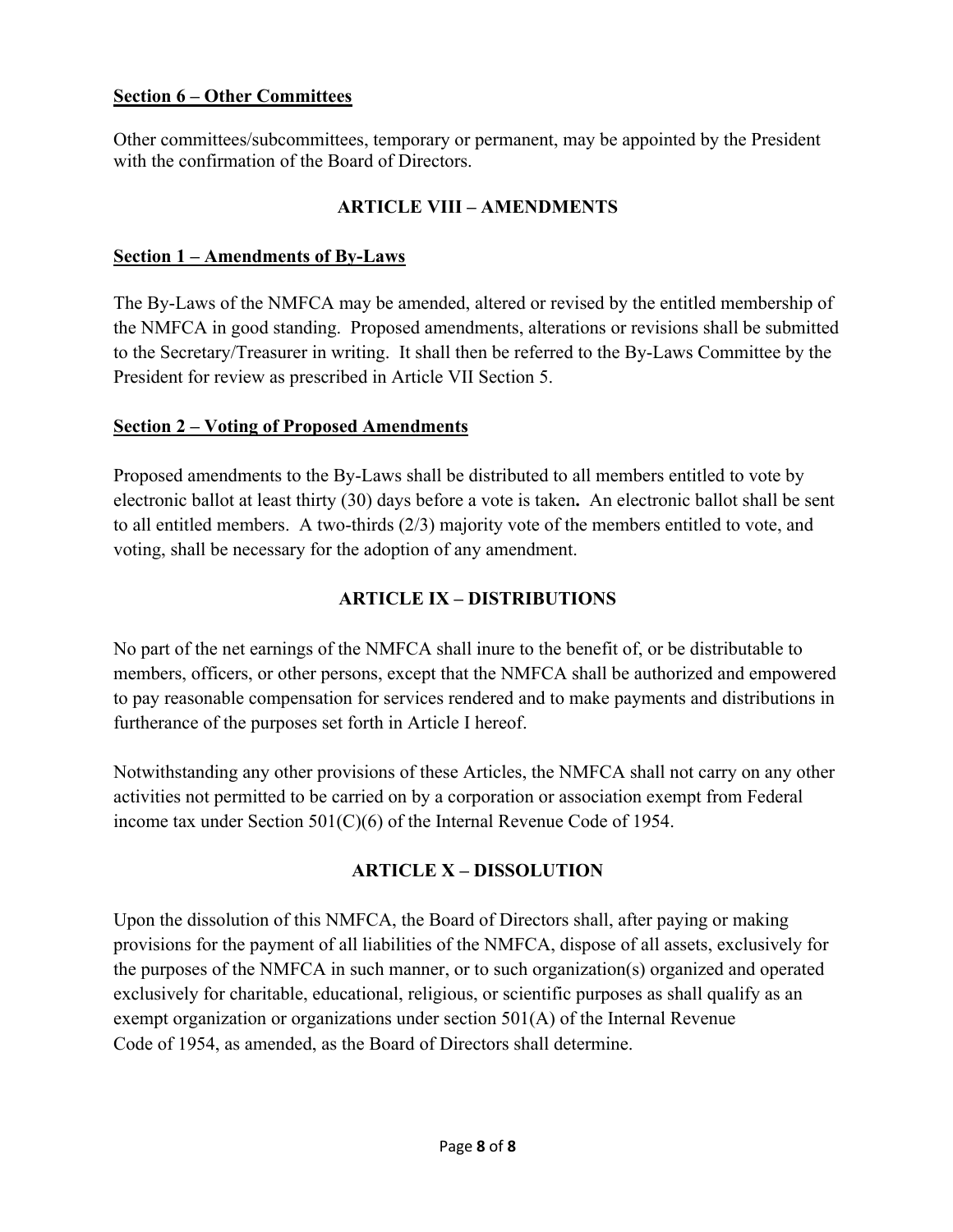**Section 6 – Other Committees**

Other committees/subcommittees, temporary or permanent, may be appointed by the President with the confirmation of the Board of Directors.

## ARTICLE VIII – AMENDMENTS

**Section 1 – Amendments of By-Laws**

The By-Laws of the NMFCA may be amended, altered or revised by the entitled membership of the NMFCA in good standing. Proposed amendments, alterations or revisions shall be submitted to the Secretary/Treasurer in writing. It shall then be referred to the By-Laws Committee by the President for review as prescribed in Article VII Section 5.

**Section 2 – Voting of Proposed Amendments**

Proposed amendments to the By-Laws shall be distributed to all members entitled to vote by electronic ballot at least thirty (30) days before a vote is taken**.** An electronic ballot shall be sent to all entitled members. A two-thirds (2/3) majority vote of the members entitled to vote, and voting, shall be necessary for the adoption of any amendment.

## ARTICLE IX – DISTRIBUTIONS

No part of the net earnings of the NMFCA shall inure to the benefit of, or be distributable to members, officers, or other persons, except that the NMFCA shall be authorized and empowered to pay reasonable compensation for services rendered and to make payments and distributions in furtherance of the purposes set forth in Article I hereof.

Notwithstanding any other provisions of these Articles, the NMFCA shall not carry on any other activities not permitted to be carried on by a corporation or association exempt from Federal income tax under Section 501(C)(6) of the Internal Revenue Code of 1954.

## ARTICLE X – DISSOLUTION

Upon the dissolution of this NMFCA, the Board of Directors shall, after paying or making provisions for the payment of all liabilities of the NMFCA, dispose of all assets, exclusively for the purposes of the NMFCA in such manner, or to such organization(s) organized and operated exclusively for charitable, educational, religious, or scientific purposes as shall qualify as an exempt organization or organizations under section 501(A) of the Internal Revenue Code of 1954, as amended, as the Board of Directors shall determine.